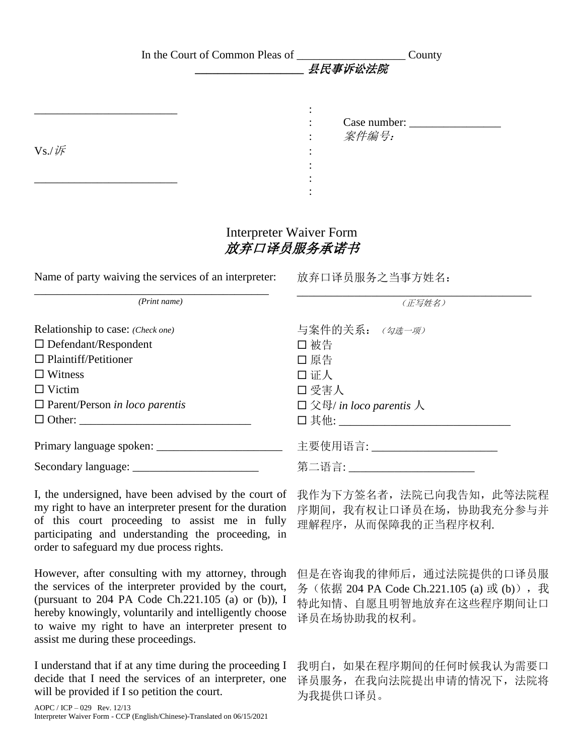In the Court of Common Pleas of ___________________ County

*___________________ 县民事诉讼法院*

_________________________ :
: Case number: ________________
: *案件编号:*

Vs./*诉* :
:
_________________________ :
:

# Interpreter Waiver Form
# *放弃口译员服务承诺书*

Name of party waiving the services of an interpreter: 放弃口译员服务之当事方姓名：

_________________________________________
*(Print name)* *（正写姓名）*

Relationship to case: *(Check one)* 与案件的关系：*（勾选一项）*

☐ Defendant/Respondent ☐ 被告
☐ Plaintiff/Petitioner ☐ 原告
☐ Witness ☐ 证人
☐ Victim ☐ 受害人
☐ Parent/Person *in loco parentis* ☐ 父母/ *in loco parentis* 人
☐ Other: ______________________________ ☐ 其他: ______________________________

Primary language spoken: ______________________ 主要使用语言: ______________________

Secondary language: ______________________ 第二语言: ______________________

I, the undersigned, have been advised by the court of my right to have an interpreter present for the duration of this court proceeding to assist me in fully participating and understanding the proceeding, in order to safeguard my due process rights.

我作为下方签名者，法院已向我告知，此等法院程序期间，我有权让口译员在场，协助我充分参与并理解程序，从而保障我的正当程序权利.

However, after consulting with my attorney, through the services of the interpreter provided by the court, (pursuant to 204 PA Code Ch.221.105 (a) or (b)), I hereby knowingly, voluntarily and intelligently choose to waive my right to have an interpreter present to assist me during these proceedings.

但是在咨询我的律师后，通过法院提供的口译员服务（依据 204 PA Code Ch.221.105 (a) 或 (b)），我特此知情、自愿且明智地放弃在这些程序期间让口译员在场协助我的权利。

I understand that if at any time during the proceeding I decide that I need the services of an interpreter, one will be provided if I so petition the court.

我明白，如果在程序期间的任何时候我认为需要口译员服务，在我向法院提出申请的情况下，法院将为我提供口译员。

AOPC / ICP – 029 Rev. 12/13
Interpreter Waiver Form - CCP (English/Chinese)-Translated on 06/15/2021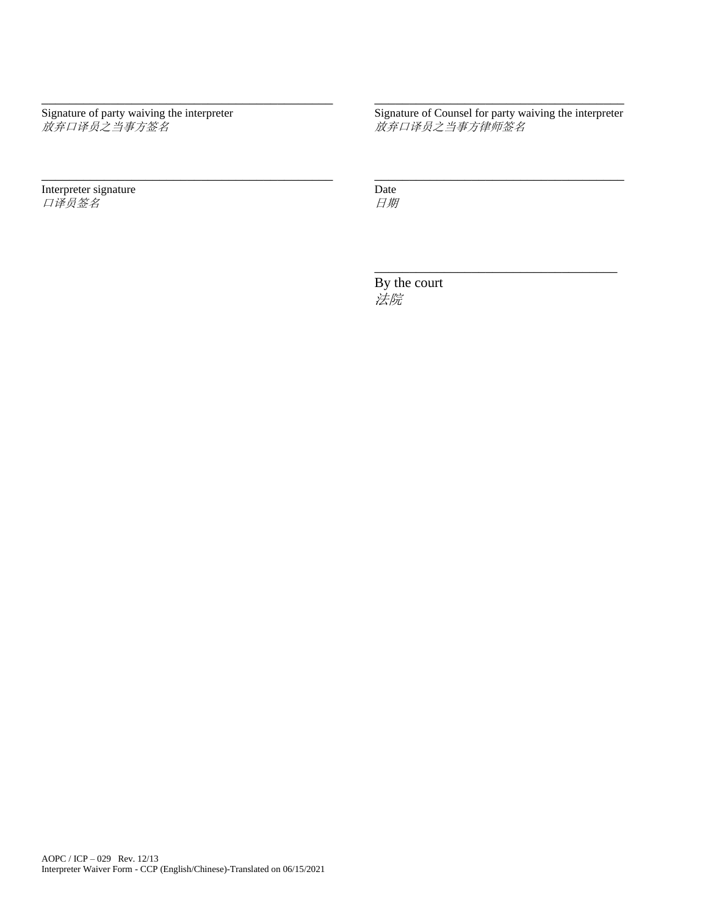\_\_\_\_\_\_\_\_\_\_\_\_\_\_\_\_\_\_\_\_\_\_\_\_\_\_\_\_\_\_\_\_\_\_\_\_\_\_\_\_\_\_\_\_\_\_\_\_
Signature of party waiving the interpreter
*放弃口译员之当事方签名*

\_\_\_\_\_\_\_\_\_\_\_\_\_\_\_\_\_\_\_\_\_\_\_\_\_\_\_\_\_\_\_\_\_\_\_\_\_\_\_\_\_\_
Signature of Counsel for party waiving the interpreter
*放弃口译员之当事方律师签名*

\_\_\_\_\_\_\_\_\_\_\_\_\_\_\_\_\_\_\_\_\_\_\_\_\_\_\_\_\_\_\_\_\_\_\_\_\_\_\_\_\_\_\_\_\_\_\_\_
Interpreter signature
*口译员签名*

\_\_\_\_\_\_\_\_\_\_\_\_\_\_\_\_\_\_\_\_\_\_\_\_\_\_\_\_\_\_\_\_\_\_\_\_\_\_\_\_\_\_
Date
*日期*

\_\_\_\_\_\_\_\_\_\_\_\_\_\_\_\_\_\_\_\_\_\_\_\_\_\_\_\_\_\_\_\_\_\_\_\_\_\_\_\_
By the court
*法院*

AOPC / ICP – 029 Rev. 12/13
Interpreter Waiver Form - CCP (English/Chinese)-Translated on 06/15/2021